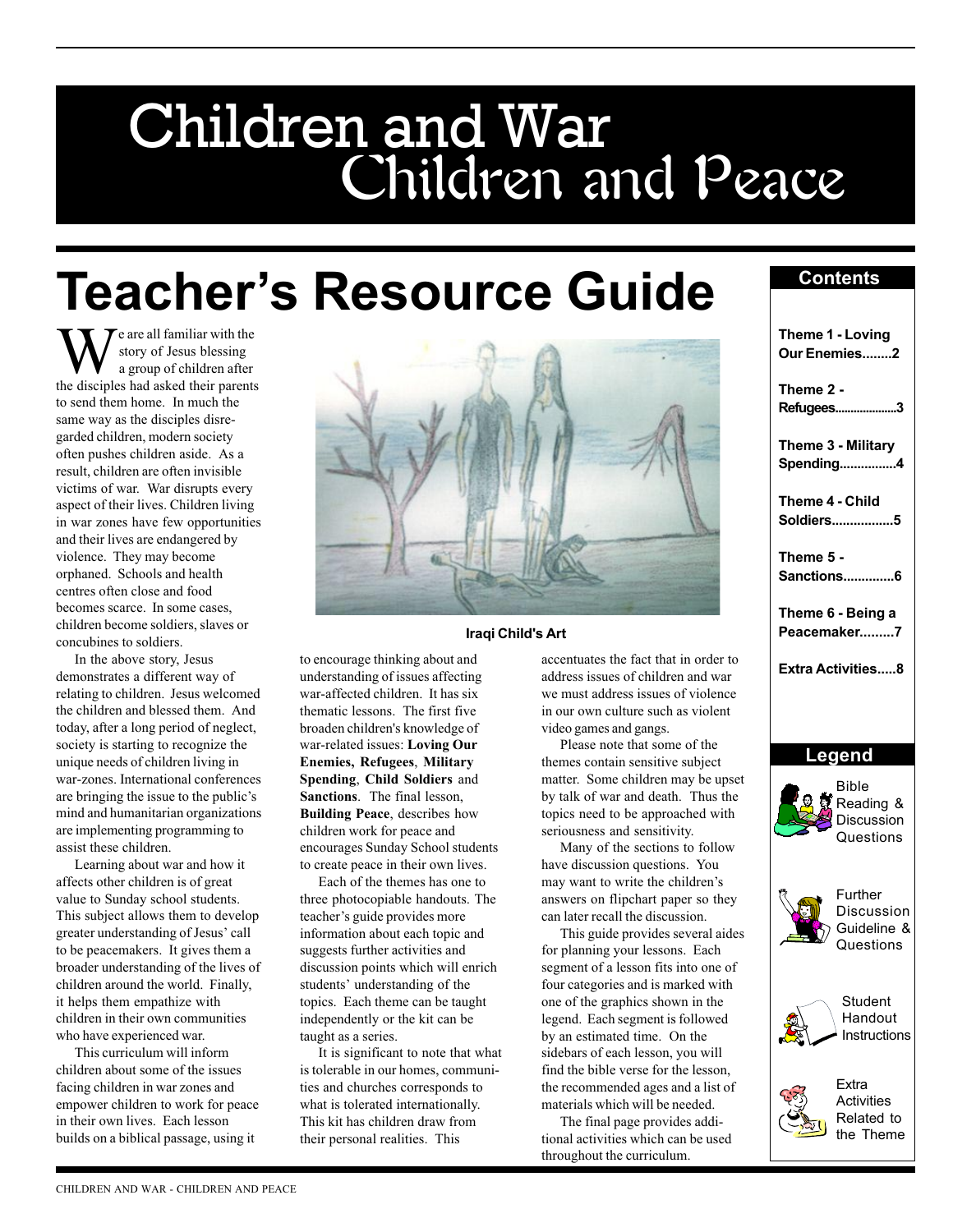# Children and War
# Children and Peace

# Teacher's Resource Guide

We are all familiar with the story of Jesus blessing a group of children after the disciples had asked their parents to send them home. In much the same way as the disciples disregarded children, modern society often pushes children aside. As a result, children are often invisible victims of war. War disrupts every aspect of their lives. Children living in war zones have few opportunities and their lives are endangered by violence. They may become orphaned. Schools and health centres often close and food becomes scarce. In some cases, children become soldiers, slaves or concubines to soldiers.

In the above story, Jesus demonstrates a different way of relating to children. Jesus welcomed the children and blessed them. And today, after a long period of neglect, society is starting to recognize the unique needs of children living in war-zones. International conferences are bringing the issue to the public's mind and humanitarian organizations are implementing programming to assist these children.

Learning about war and how it affects other children is of great value to Sunday school students. This subject allows them to develop greater understanding of Jesus' call to be peacemakers. It gives them a broader understanding of the lives of children around the world. Finally, it helps them empathize with children in their own communities who have experienced war.

This curriculum will inform children about some of the issues facing children in war zones and empower children to work for peace in their own lives. Each lesson builds on a biblical passage, using it to encourage thinking about and understanding of issues affecting war-affected children. It has six thematic lessons. The first five broaden children's knowledge of war-related issues: **Loving Our Enemies, Refugees**, **Military Spending**, **Child Soldiers** and **Sanctions**. The final lesson, **Building Peace**, describes how children work for peace and encourages Sunday School students to create peace in their own lives.

Iraqi Child's Art

Each of the themes has one to three photocopiable handouts. The teacher's guide provides more information about each topic and suggests further activities and discussion points which will enrich students' understanding of the topics. Each theme can be taught independently or the kit can be taught as a series.

It is significant to note that what is tolerable in our homes, communities and churches corresponds to what is tolerated internationally. This kit has children draw from their personal realities. This accentuates the fact that in order to address issues of children and war we must address issues of violence in our own culture such as violent video games and gangs.

Please note that some of the themes contain sensitive subject matter. Some children may be upset by talk of war and death. Thus the topics need to be approached with seriousness and sensitivity.

Many of the sections to follow have discussion questions. You may want to write the children's answers on flipchart paper so they can later recall the discussion.

This guide provides several aides for planning your lessons. Each segment of a lesson fits into one of four categories and is marked with one of the graphics shown in the legend. Each segment is followed by an estimated time. On the sidebars of each lesson, you will find the bible verse for the lesson, the recommended ages and a list of materials which will be needed.

The final page provides additional activities which can be used throughout the curriculum.

## Contents

- **Theme 1 - Loving Our Enemies........2**
- **Theme 2 - Refugees....................3**
- **Theme 3 - Military Spending................4**
- **Theme 4 - Child Soldiers.................5**
- **Theme 5 - Sanctions..............6**
- **Theme 6 - Being a Peacemaker.........7**
- **Extra Activities.....8**

## Legend

- Bible Reading & Discussion Questions
- Further Discussion Guideline & Questions
- Student Handout Instructions
- Extra Activities Related to the Theme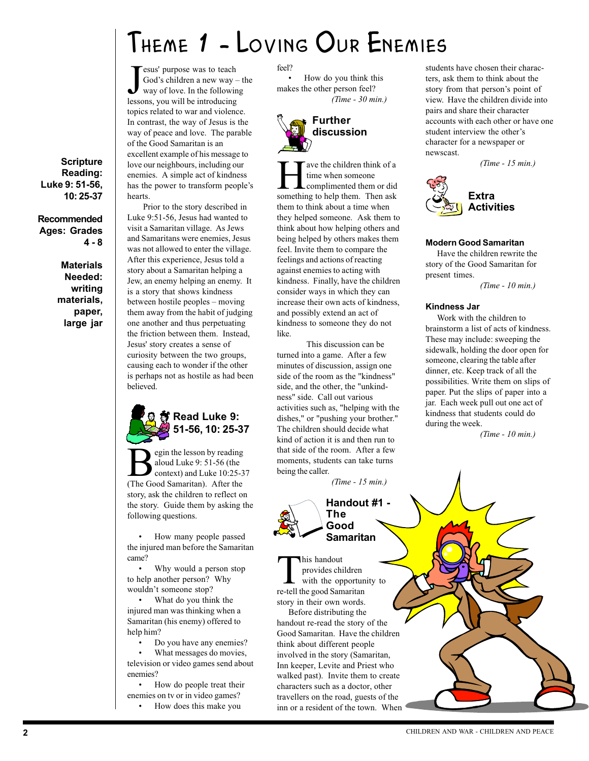# Theme 1 - Loving Our Enemies

**Scripture Reading: Luke 9: 51-56, 10: 25-37**

**Recommended Ages: Grades 4 - 8**

**Materials Needed: writing materials, paper, large jar**

Jesus' purpose was to teach God's children a new way – the way of love. In the following lessons, you will be introducing topics related to war and violence. In contrast, the way of Jesus is the way of peace and love. The parable of the Good Samaritan is an excellent example of his message to love our neighbours, including our enemies. A simple act of kindness has the power to transform people's hearts.

Prior to the story described in Luke 9:51-56, Jesus had wanted to visit a Samaritan village. As Jews and Samaritans were enemies, Jesus was not allowed to enter the village. After this experience, Jesus told a story about a Samaritan helping a Jew, an enemy helping an enemy. It is a story that shows kindness between hostile peoples – moving them away from the habit of judging one another and thus perpetuating the friction between them. Instead, Jesus' story creates a sense of curiosity between the two groups, causing each to wonder if the other is perhaps not as hostile as had been believed.

## Read Luke 9: 51-56, 10: 25-37

Begin the lesson by reading aloud Luke 9: 51-56 (the context) and Luke 10:25-37 (The Good Samaritan). After the story, ask the children to reflect on the story. Guide them by asking the following questions.

- How many people passed the injured man before the Samaritan came?
- Why would a person stop to help another person? Why wouldn't someone stop?
- What do you think the injured man was thinking when a Samaritan (his enemy) offered to help him?
- Do you have any enemies?
- What messages do movies, television or video games send about enemies?
- How do people treat their enemies on tv or in video games?
- How does this make you feel?
- How do you think this makes the other person feel?

*(Time - 30 min.)*

## Further discussion

Have the children think of a time when someone complimented them or did something to help them. Then ask them to think about a time when they helped someone. Ask them to think about how helping others and being helped by others makes them feel. Invite them to compare the feelings and actions of reacting against enemies to acting with kindness. Finally, have the children consider ways in which they can increase their own acts of kindness, and possibly extend an act of kindness to someone they do not like.

This discussion can be turned into a game. After a few minutes of discussion, assign one side of the room as the "kindness" side, and the other, the "unkindness" side. Call out various activities such as, "helping with the dishes," or "pushing your brother." The children should decide what kind of action it is and then run to that side of the room. After a few moments, students can take turns being the caller.

*(Time - 15 min.)*

## Handout #1 - The Good Samaritan

This handout provides children with the opportunity to re-tell the good Samaritan story in their own words.

Before distributing the handout re-read the story of the Good Samaritan. Have the children think about different people involved in the story (Samaritan, Inn keeper, Levite and Priest who walked past). Invite them to create characters such as a doctor, other travellers on the road, guests of the inn or a resident of the town. When students have chosen their characters, ask them to think about the story from that person's point of view. Have the children divide into pairs and share their character accounts with each other or have one student interview the other's character for a newspaper or newscast.

*(Time - 15 min.)*

## Extra Activities

### Modern Good Samaritan

Have the children rewrite the story of the Good Samaritan for present times.

*(Time - 10 min.)*

### Kindness Jar

Work with the children to brainstorm a list of acts of kindness. These may include: sweeping the sidewalk, holding the door open for someone, clearing the table after dinner, etc. Keep track of all the possibilities. Write them on slips of paper. Put the slips of paper into a jar. Each week pull out one act of kindness that students could do during the week.

*(Time - 10 min.)*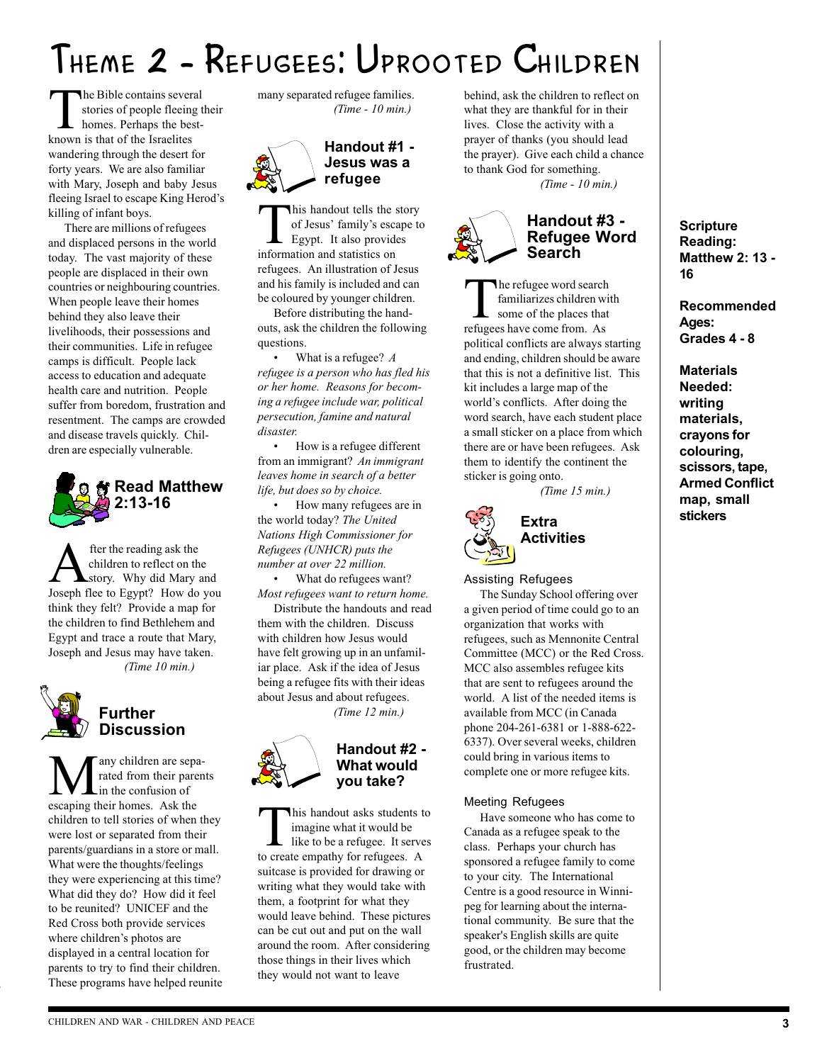# Theme 2 - Refugees: Uprooted Children

**Scripture Reading: Matthew 2: 13 - 16**

**Recommended Ages: Grades 4 - 8**

**Materials Needed: writing materials, crayons for colouring, scissors, tape, Armed Conflict map, small stickers**

The Bible contains several stories of people fleeing their homes. Perhaps the best-known is that of the Israelites wandering through the desert for forty years. We are also familiar with Mary, Joseph and baby Jesus fleeing Israel to escape King Herod's killing of infant boys.

There are millions of refugees and displaced persons in the world today. The vast majority of these people are displaced in their own countries or neighbouring countries. When people leave their homes behind they also leave their livelihoods, their possessions and their communities. Life in refugee camps is difficult. People lack access to education and adequate health care and nutrition. People suffer from boredom, frustration and resentment. The camps are crowded and disease travels quickly. Children are especially vulnerable.

## Read Matthew 2:13-16

After the reading ask the children to reflect on the story. Why did Mary and Joseph flee to Egypt? How do you think they felt? Provide a map for the children to find Bethlehem and Egypt and trace a route that Mary, Joseph and Jesus may have taken.

*(Time 10 min.)*

## Further Discussion

Many children are separated from their parents in the confusion of escaping their homes. Ask the children to tell stories of when they were lost or separated from their parents/guardians in a store or mall. What were the thoughts/feelings they were experiencing at this time? What did they do? How did it feel to be reunited? UNICEF and the Red Cross both provide services where children's photos are displayed in a central location for parents to try to find their children. These programs have helped reunite many separated refugee families.

*(Time - 10 min.)*

## Handout #1 - Jesus was a refugee

This handout tells the story of Jesus' family's escape to Egypt. It also provides information and statistics on refugees. An illustration of Jesus and his family is included and can be coloured by younger children.

Before distributing the handouts, ask the children the following questions.

- What is a refugee? *A refugee is a person who has fled his or her home. Reasons for becoming a refugee include war, political persecution, famine and natural disaster.*
- How is a refugee different from an immigrant? *An immigrant leaves home in search of a better life, but does so by choice.*
- How many refugees are in the world today? *The United Nations High Commissioner for Refugees (UNHCR) puts the number at over 22 million.*
- What do refugees want? *Most refugees want to return home.*

Distribute the handouts and read them with the children. Discuss with children how Jesus would have felt growing up in an unfamiliar place. Ask if the idea of Jesus being a refugee fits with their ideas about Jesus and about refugees.

*(Time 12 min.)*

## Handout #2 - What would you take?

This handout asks students to imagine what it would be like to be a refugee. It serves to create empathy for refugees. A suitcase is provided for drawing or writing what they would take with them, a footprint for what they would leave behind. These pictures can be cut out and put on the wall around the room. After considering those things in their lives which they would not want to leave behind, ask the children to reflect on what they are thankful for in their lives. Close the activity with a prayer of thanks (you should lead the prayer). Give each child a chance to thank God for something.

*(Time - 10 min.)*

## Handout #3 - Refugee Word Search

The refugee word search familiarizes children with some of the places that refugees have come from. As political conflicts are always starting and ending, children should be aware that this is not a definitive list. This kit includes a large map of the world's conflicts. After doing the word search, have each student place a small sticker on a place from which there are or have been refugees. Ask them to identify the continent the sticker is going onto.

*(Time 15 min.)*

## Extra Activities

### Assisting Refugees

The Sunday School offering over a given period of time could go to an organization that works with refugees, such as Mennonite Central Committee (MCC) or the Red Cross. MCC also assembles refugee kits that are sent to refugees around the world. A list of the needed items is available from MCC (in Canada phone 204-261-6381 or 1-888-622-6337). Over several weeks, children could bring in various items to complete one or more refugee kits.

### Meeting Refugees

Have someone who has come to Canada as a refugee speak to the class. Perhaps your church has sponsored a refugee family to come to your city. The International Centre is a good resource in Winnipeg for learning about the international community. Be sure that the speaker's English skills are quite good, or the children may become frustrated.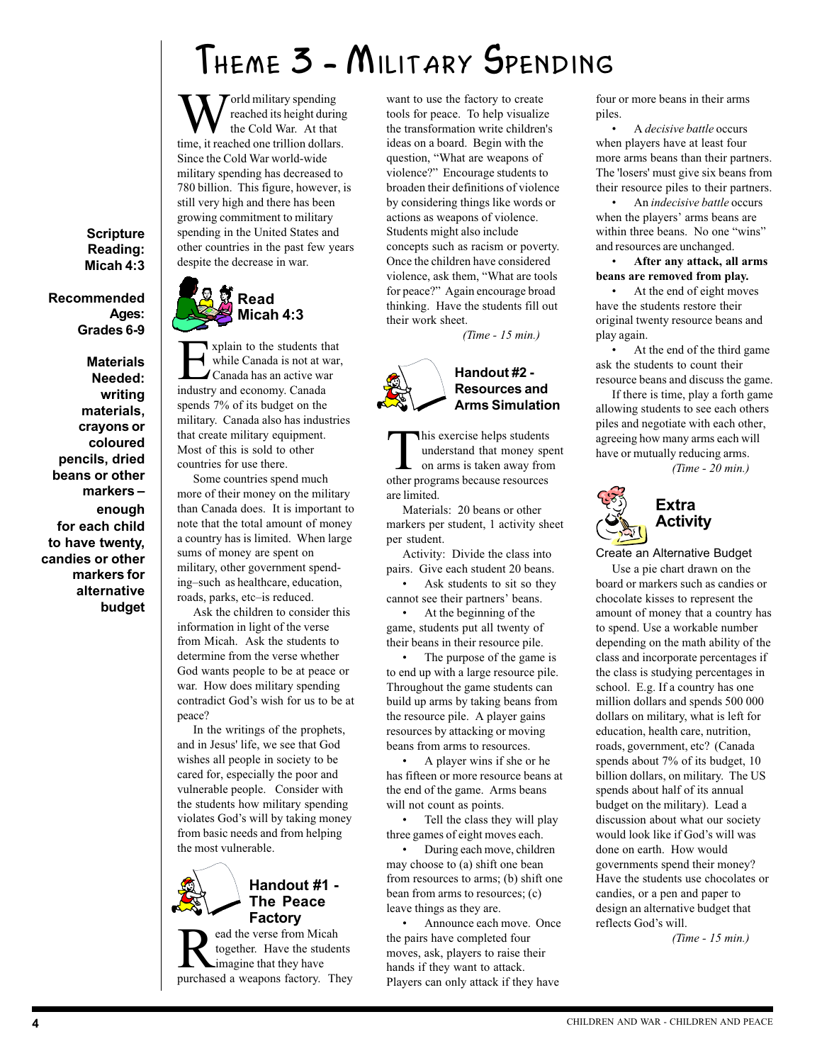# Theme 3 - Military Spending

**Scripture Reading: Micah 4:3**

**Recommended Ages: Grades 6-9**

**Materials Needed: writing materials, crayons or coloured pencils, dried beans or other markers – enough for each child to have twenty, candies or other markers for alternative budget**

World military spending reached its height during the Cold War. At that time, it reached one trillion dollars. Since the Cold War world-wide military spending has decreased to 780 billion. This figure, however, is still very high and there has been growing commitment to military spending in the United States and other countries in the past few years despite the decrease in war.

## Read Micah 4:3

Explain to the students that while Canada is not at war, Canada has an active war industry and economy. Canada spends 7% of its budget on the military. Canada also has industries that create military equipment. Most of this is sold to other countries for use there.

Some countries spend much more of their money on the military than Canada does. It is important to note that the total amount of money a country has is limited. When large sums of money are spent on military, other government spending–such as healthcare, education, roads, parks, etc–is reduced.

Ask the children to consider this information in light of the verse from Micah. Ask the students to determine from the verse whether God wants people to be at peace or war. How does military spending contradict God's wish for us to be at peace?

In the writings of the prophets, and in Jesus' life, we see that God wishes all people in society to be cared for, especially the poor and vulnerable people. Consider with the students how military spending violates God's will by taking money from basic needs and from helping the most vulnerable.

## Handout #1 - The Peace Factory

Read the verse from Micah together. Have the students imagine that they have purchased a weapons factory. They want to use the factory to create tools for peace. To help visualize the transformation write children's ideas on a board. Begin with the question, "What are weapons of violence?" Encourage students to broaden their definitions of violence by considering things like words or actions as weapons of violence. Students might also include concepts such as racism or poverty. Once the children have considered violence, ask them, "What are tools for peace?" Again encourage broad thinking. Have the students fill out their work sheet.

*(Time - 15 min.)*

## Handout #2 - Resources and Arms Simulation

This exercise helps students understand that money spent on arms is taken away from other programs because resources are limited.

Materials: 20 beans or other markers per student, 1 activity sheet per student.

Activity: Divide the class into pairs. Give each student 20 beans.

- Ask students to sit so they cannot see their partners' beans.
- At the beginning of the game, students put all twenty of their beans in their resource pile.
- The purpose of the game is to end up with a large resource pile. Throughout the game students can build up arms by taking beans from the resource pile. A player gains resources by attacking or moving beans from arms to resources.
- A player wins if she or he has fifteen or more resource beans at the end of the game. Arms beans will not count as points.
- Tell the class they will play three games of eight moves each.
- During each move, children may choose to (a) shift one bean from resources to arms; (b) shift one bean from arms to resources; (c) leave things as they are.
- Announce each move. Once the pairs have completed four moves, ask, players to raise their hands if they want to attack. Players can only attack if they have four or more beans in their arms piles.
- A *decisive battle* occurs when players have at least four more arms beans than their partners. The 'losers' must give six beans from their resource piles to their partners.
- An *indecisive battle* occurs when the players' arms beans are within three beans. No one "wins" and resources are unchanged.
- **After any attack, all arms beans are removed from play.**
- At the end of eight moves have the students restore their original twenty resource beans and play again.
- At the end of the third game ask the students to count their resource beans and discuss the game.

If there is time, play a forth game allowing students to see each others piles and negotiate with each other, agreeing how many arms each will have or mutually reducing arms.

*(Time - 20 min.)*

## Extra Activity

Create an Alternative Budget

Use a pie chart drawn on the board or markers such as candies or chocolate kisses to represent the amount of money that a country has to spend. Use a workable number depending on the math ability of the class and incorporate percentages if the class is studying percentages in school. E.g. If a country has one million dollars and spends 500 000 dollars on military, what is left for education, health care, nutrition, roads, government, etc? (Canada spends about 7% of its budget, 10 billion dollars, on military. The US spends about half of its annual budget on the military). Lead a discussion about what our society would look like if God's will was done on earth. How would governments spend their money? Have the students use chocolates or candies, or a pen and paper to design an alternative budget that reflects God's will.

*(Time - 15 min.)*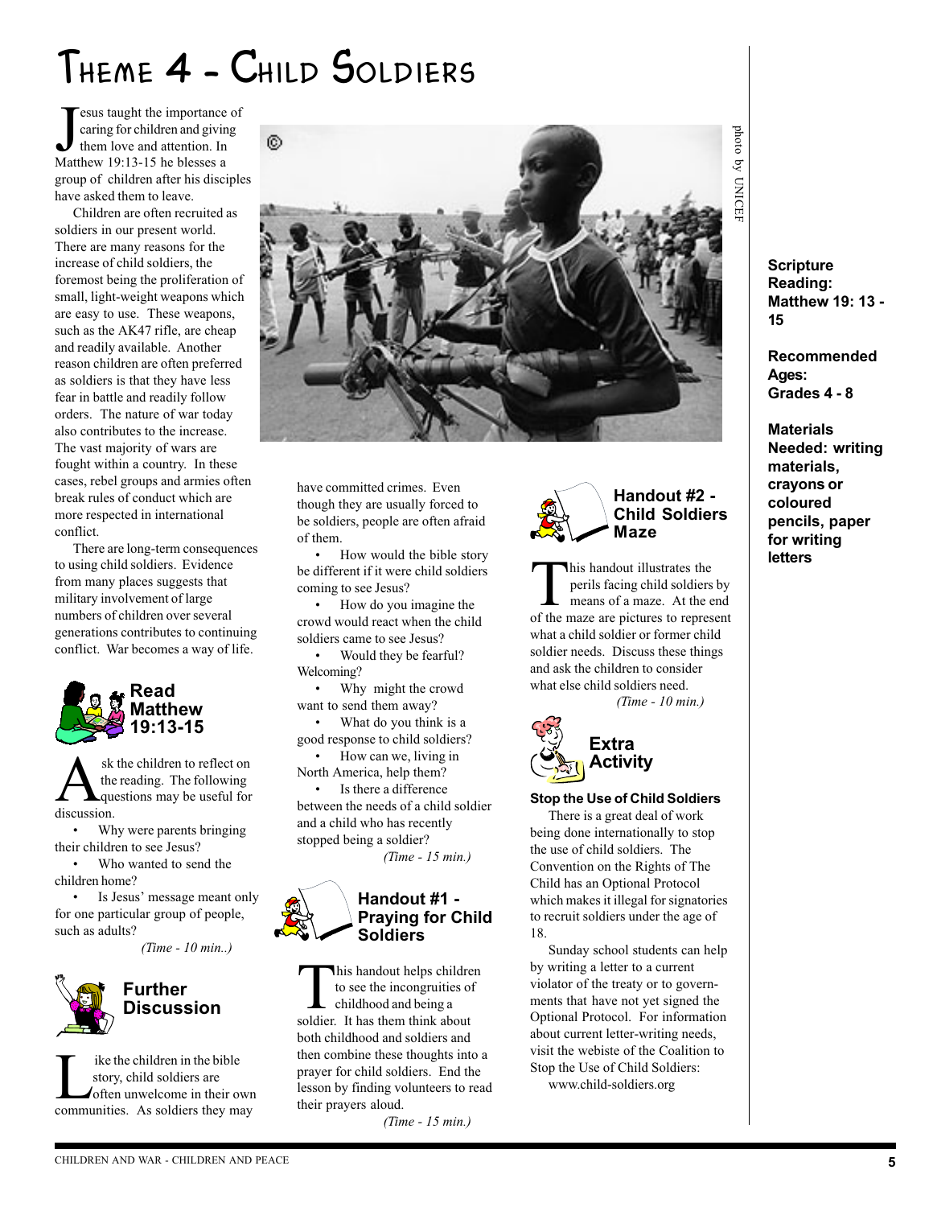# Theme 4 - Child Soldiers

Jesus taught the importance of caring for children and giving them love and attention. In Matthew 19:13-15 he blesses a group of children after his disciples have asked them to leave.

Children are often recruited as soldiers in our present world. There are many reasons for the increase of child soldiers, the foremost being the proliferation of small, light-weight weapons which are easy to use. These weapons, such as the AK47 rifle, are cheap and readily available. Another reason children are often preferred as soldiers is that they have less fear in battle and readily follow orders. The nature of war today also contributes to the increase. The vast majority of wars are fought within a country. In these cases, rebel groups and armies often break rules of conduct which are more respected in international conflict.

There are long-term consequences to using child soldiers. Evidence from many places suggests that military involvement of large numbers of children over several generations contributes to continuing conflict. War becomes a way of life.

photo by UNICEF

**Scripture Reading: Matthew 19: 13 - 15**

**Recommended Ages: Grades 4 - 8**

**Materials Needed: writing materials, crayons or coloured pencils, paper for writing letters**

## Read Matthew 19:13-15

Ask the children to reflect on the reading. The following questions may be useful for discussion.

- Why were parents bringing their children to see Jesus?
- Who wanted to send the children home?
- Is Jesus' message meant only for one particular group of people, such as adults?

*(Time - 10 min..)*

## Further Discussion

Like the children in the bible story, child soldiers are often unwelcome in their own communities. As soldiers they may have committed crimes. Even though they are usually forced to be soldiers, people are often afraid of them.

- How would the bible story be different if it were child soldiers coming to see Jesus?
- How do you imagine the crowd would react when the child soldiers came to see Jesus?
- Would they be fearful? Welcoming?
- Why might the crowd want to send them away?
- What do you think is a good response to child soldiers?
- How can we, living in North America, help them?
- Is there a difference between the needs of a child soldier and a child who has recently stopped being a soldier?

*(Time - 15 min.)*

## Handout #1 - Praying for Child Soldiers

This handout helps children to see the incongruities of childhood and being a soldier. It has them think about both childhood and soldiers and then combine these thoughts into a prayer for child soldiers. End the lesson by finding volunteers to read their prayers aloud.

*(Time - 15 min.)*

## Handout #2 - Child Soldiers Maze

This handout illustrates the perils facing child soldiers by means of a maze. At the end of the maze are pictures to represent what a child soldier or former child soldier needs. Discuss these things and ask the children to consider what else child soldiers need.

*(Time - 10 min.)*

## Extra Activity

**Stop the Use of Child Soldiers**

There is a great deal of work being done internationally to stop the use of child soldiers. The Convention on the Rights of The Child has an Optional Protocol which makes it illegal for signatories to recruit soldiers under the age of 18.

Sunday school students can help by writing a letter to a current violator of the treaty or to governments that have not yet signed the Optional Protocol. For information about current letter-writing needs, visit the webiste of the Coalition to Stop the Use of Child Soldiers:

www.child-soldiers.org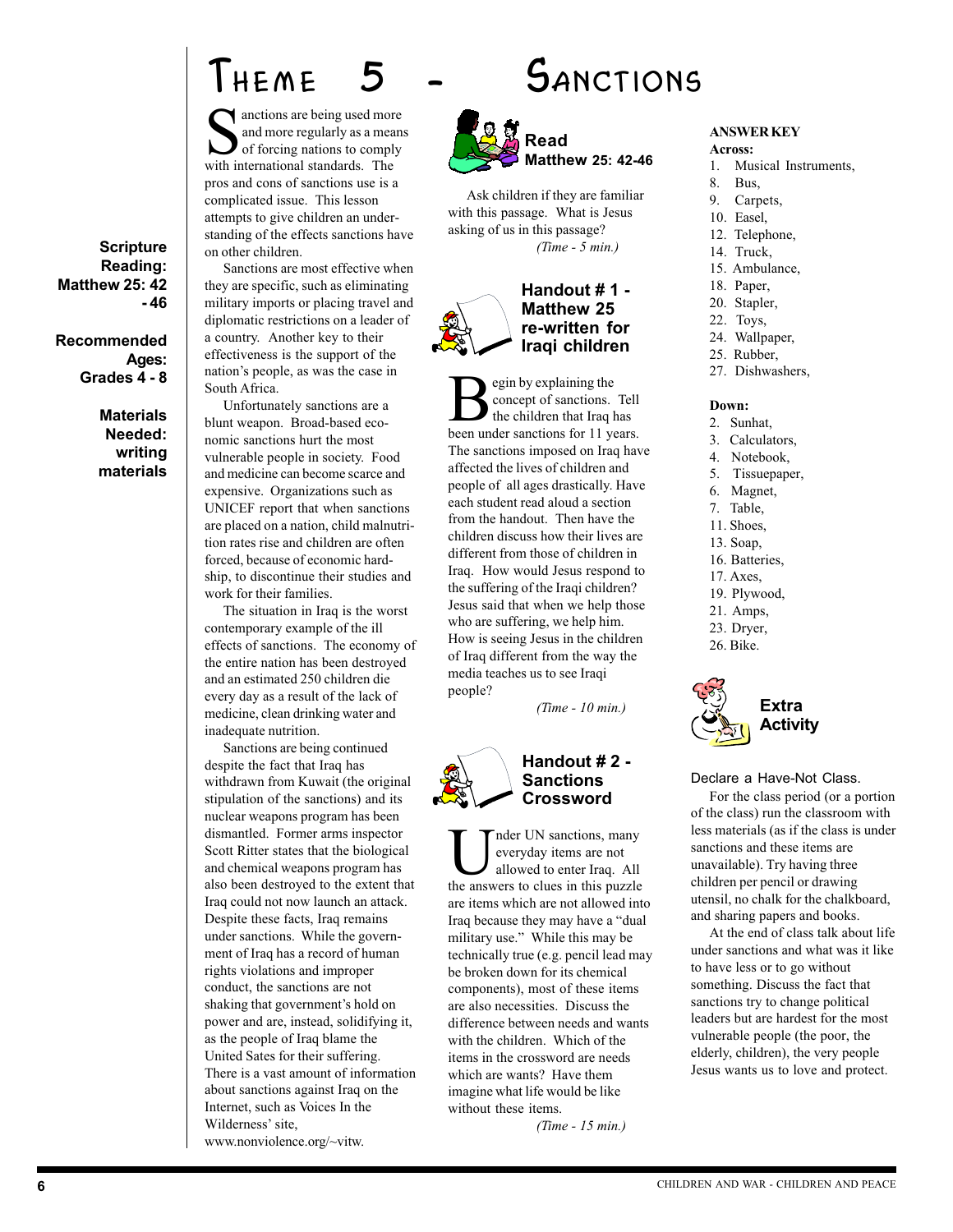# Theme 5 - Sanctions

**Scripture Reading:** Matthew 25: 42 - 46

**Recommended Ages:** Grades 4 - 8

**Materials Needed:** writing materials

Sanctions are being used more and more regularly as a means of forcing nations to comply with international standards. The pros and cons of sanctions use is a complicated issue. This lesson attempts to give children an understanding of the effects sanctions have on other children.

Sanctions are most effective when they are specific, such as eliminating military imports or placing travel and diplomatic restrictions on a leader of a country. Another key to their effectiveness is the support of the nation's people, as was the case in South Africa.

Unfortunately sanctions are a blunt weapon. Broad-based economic sanctions hurt the most vulnerable people in society. Food and medicine can become scarce and expensive. Organizations such as UNICEF report that when sanctions are placed on a nation, child malnutrition rates rise and children are often forced, because of economic hardship, to discontinue their studies and work for their families.

The situation in Iraq is the worst contemporary example of the ill effects of sanctions. The economy of the entire nation has been destroyed and an estimated 250 children die every day as a result of the lack of medicine, clean drinking water and inadequate nutrition.

Sanctions are being continued despite the fact that Iraq has withdrawn from Kuwait (the original stipulation of the sanctions) and its nuclear weapons program has been dismantled. Former arms inspector Scott Ritter states that the biological and chemical weapons program has also been destroyed to the extent that Iraq could not now launch an attack. Despite these facts, Iraq remains under sanctions. While the government of Iraq has a record of human rights violations and improper conduct, the sanctions are not shaking that government's hold on power and are, instead, solidifying it, as the people of Iraq blame the United Sates for their suffering. There is a vast amount of information about sanctions against Iraq on the Internet, such as Voices In the Wilderness' site, www.nonviolence.org/~vitw.

## Read Matthew 25: 42-46

Ask children if they are familiar with this passage. What is Jesus asking of us in this passage?

*(Time - 5 min.)*

## Handout # 1 - Matthew 25 re-written for Iraqi children

Begin by explaining the concept of sanctions. Tell the children that Iraq has been under sanctions for 11 years. The sanctions imposed on Iraq have affected the lives of children and people of all ages drastically. Have each student read aloud a section from the handout. Then have the children discuss how their lives are different from those of children in Iraq. How would Jesus respond to the suffering of the Iraqi children? Jesus said that when we help those who are suffering, we help him. How is seeing Jesus in the children of Iraq different from the way the media teaches us to see Iraqi people?

*(Time - 10 min.)*

## Handout # 2 - Sanctions Crossword

Under UN sanctions, many everyday items are not allowed to enter Iraq. All the answers to clues in this puzzle are items which are not allowed into Iraq because they may have a "dual military use." While this may be technically true (e.g. pencil lead may be broken down for its chemical components), most of these items are also necessities. Discuss the difference between needs and wants with the children. Which of the items in the crossword are needs which are wants? Have them imagine what life would be like without these items.

*(Time - 15 min.)*

**ANSWER KEY**

**Across:**

1. Musical Instruments,
8. Bus,
9. Carpets,
10. Easel,
12. Telephone,
14. Truck,
15. Ambulance,
18. Paper,
20. Stapler,
22. Toys,
24. Wallpaper,
25. Rubber,
27. Dishwashers,

**Down:**

2. Sunhat,
3. Calculators,
4. Notebook,
5. Tissuepaper,
6. Magnet,
7. Table,
11. Shoes,
13. Soap,
16. Batteries,
17. Axes,
19. Plywood,
21. Amps,
23. Dryer,
26. Bike.

## Extra Activity

Declare a Have-Not Class.

For the class period (or a portion of the class) run the classroom with less materials (as if the class is under sanctions and these items are unavailable). Try having three children per pencil or drawing utensil, no chalk for the chalkboard, and sharing papers and books.

At the end of class talk about life under sanctions and what was it like to have less or to go without something. Discuss the fact that sanctions try to change political leaders but are hardest for the most vulnerable people (the poor, the elderly, children), the very people Jesus wants us to love and protect.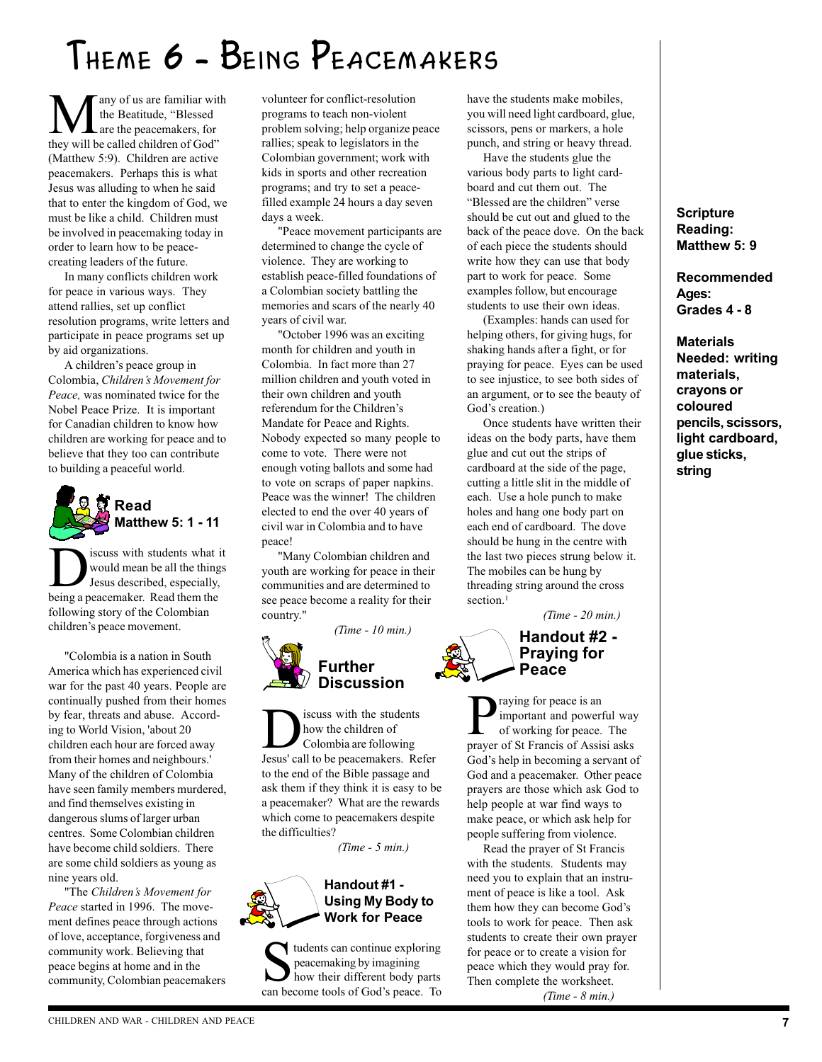# Theme 6 - Being Peacemakers

**Scripture Reading: Matthew 5: 9**

**Recommended Ages: Grades 4 - 8**

**Materials Needed: writing materials, crayons or coloured pencils, scissors, light cardboard, glue sticks, string**

Many of us are familiar with the Beatitude, "Blessed are the peacemakers, for they will be called children of God" (Matthew 5:9). Children are active peacemakers. Perhaps this is what Jesus was alluding to when he said that to enter the kingdom of God, we must be like a child. Children must be involved in peacemaking today in order to learn how to be peace-creating leaders of the future.

In many conflicts children work for peace in various ways. They attend rallies, set up conflict resolution programs, write letters and participate in peace programs set up by aid organizations.

A children's peace group in Colombia, *Children's Movement for Peace,* was nominated twice for the Nobel Peace Prize. It is important for Canadian children to know how children are working for peace and to believe that they too can contribute to building a peaceful world.

## Read Matthew 5: 1 - 11

Discuss with students what it would mean be all the things Jesus described, especially, being a peacemaker. Read them the following story of the Colombian children's peace movement.

"Colombia is a nation in South America which has experienced civil war for the past 40 years. People are continually pushed from their homes by fear, threats and abuse. According to World Vision, 'about 20 children each hour are forced away from their homes and neighbours.' Many of the children of Colombia have seen family members murdered, and find themselves existing in dangerous slums of larger urban centres. Some Colombian children have become child soldiers. There are some child soldiers as young as nine years old.

"The *Children's Movement for Peace* started in 1996. The movement defines peace through actions of love, acceptance, forgiveness and community work. Believing that peace begins at home and in the community, Colombian peacemakers volunteer for conflict-resolution programs to teach non-violent problem solving; help organize peace rallies; speak to legislators in the Colombian government; work with kids in sports and other recreation programs; and try to set a peace-filled example 24 hours a day seven days a week.

"Peace movement participants are determined to change the cycle of violence. They are working to establish peace-filled foundations of a Colombian society battling the memories and scars of the nearly 40 years of civil war.

"October 1996 was an exciting month for children and youth in Colombia. In fact more than 27 million children and youth voted in their own children and youth referendum for the Children's Mandate for Peace and Rights. Nobody expected so many people to come to vote. There were not enough voting ballots and some had to vote on scraps of paper napkins. Peace was the winner! The children elected to end the over 40 years of civil war in Colombia and to have peace!

"Many Colombian children and youth are working for peace in their communities and are determined to see peace become a reality for their country."

*(Time - 10 min.)*

## Further Discussion

Discuss with the students how the children of Colombia are following Jesus' call to be peacemakers. Refer to the end of the Bible passage and ask them if they think it is easy to be a peacemaker? What are the rewards which come to peacemakers despite the difficulties?

*(Time - 5 min.)*

## Handout #1 - Using My Body to Work for Peace

Students can continue exploring peacemaking by imagining how their different body parts can become tools of God's peace. To have the students make mobiles, you will need light cardboard, glue, scissors, pens or markers, a hole punch, and string or heavy thread.

Have the students glue the various body parts to light cardboard and cut them out. The "Blessed are the children" verse should be cut out and glued to the back of the peace dove. On the back of each piece the students should write how they can use that body part to work for peace. Some examples follow, but encourage students to use their own ideas.

(Examples: hands can used for helping others, for giving hugs, for shaking hands after a fight, or for praying for peace. Eyes can be used to see injustice, to see both sides of an argument, or to see the beauty of God's creation.)

Once students have written their ideas on the body parts, have them glue and cut out the strips of cardboard at the side of the page, cutting a little slit in the middle of each. Use a hole punch to make holes and hang one body part on each end of cardboard. The dove should be hung in the centre with the last two pieces strung below it. The mobiles can be hung by threading string around the cross section.[1]

*(Time - 20 min.)*

## Handout #2 - Praying for Peace

Praying for peace is an important and powerful way of working for peace. The prayer of St Francis of Assisi asks God's help in becoming a servant of God and a peacemaker. Other peace prayers are those which ask God to help people at war find ways to make peace, or which ask help for people suffering from violence.

Read the prayer of St Francis with the students. Students may need you to explain that an instrument of peace is like a tool. Ask them how they can become God's tools to work for peace. Then ask students to create their own prayer for peace or to create a vision for peace which they would pray for. Then complete the worksheet.

*(Time - 8 min.)*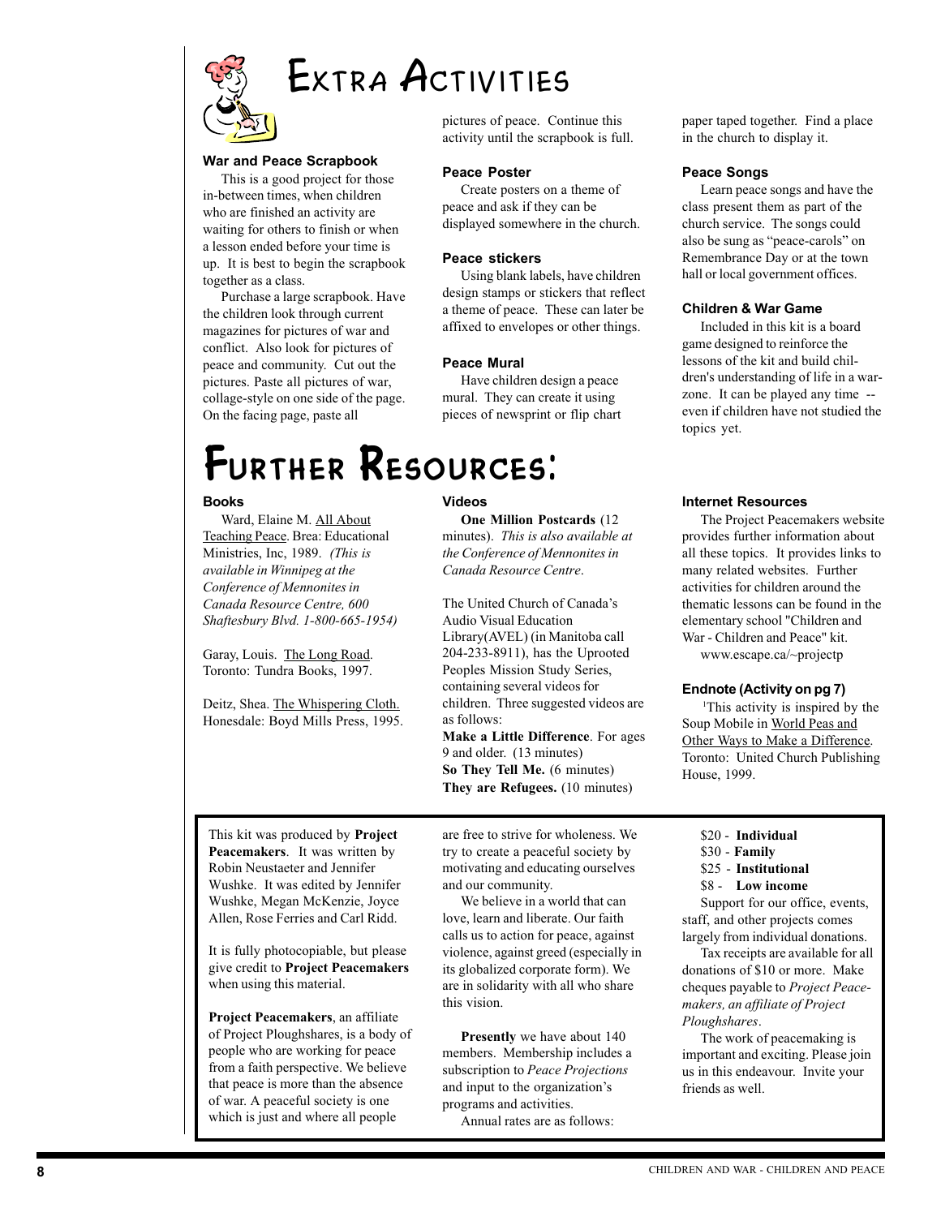# Extra Activities

### War and Peace Scrapbook

This is a good project for those in-between times, when children who are finished an activity are waiting for others to finish or when a lesson ended before your time is up. It is best to begin the scrapbook together as a class.

Purchase a large scrapbook. Have the children look through current magazines for pictures of war and conflict. Also look for pictures of peace and community. Cut out the pictures. Paste all pictures of war, collage-style on one side of the page. On the facing page, paste all pictures of peace. Continue this activity until the scrapbook is full.

### Peace Poster

Create posters on a theme of peace and ask if they can be displayed somewhere in the church.

### Peace stickers

Using blank labels, have children design stamps or stickers that reflect a theme of peace. These can later be affixed to envelopes or other things.

### Peace Mural

Have children design a peace mural. They can create it using pieces of newsprint or flip chart paper taped together. Find a place in the church to display it.

### Peace Songs

Learn peace songs and have the class present them as part of the church service. The songs could also be sung as "peace-carols" on Remembrance Day or at the town hall or local government offices.

### Children & War Game

Included in this kit is a board game designed to reinforce the lessons of the kit and build children's understanding of life in a war-zone. It can be played any time -- even if children have not studied the topics yet.

# Further Resources:

### Books

Ward, Elaine M. All About Teaching Peace. Brea: Educational Ministries, Inc, 1989. *(This is available in Winnipeg at the Conference of Mennonites in Canada Resource Centre, 600 Shaftesbury Blvd. 1-800-665-1954)*

Garay, Louis. The Long Road. Toronto: Tundra Books, 1997.

Deitz, Shea. The Whispering Cloth. Honesdale: Boyd Mills Press, 1995.

### Videos

**One Million Postcards** (12 minutes). *This is also available at the Conference of Mennonites in Canada Resource Centre*.

The United Church of Canada's Audio Visual Education Library(AVEL) (in Manitoba call 204-233-8911), has the Uprooted Peoples Mission Study Series, containing several videos for children. Three suggested videos are as follows:

**Make a Little Difference**. For ages 9 and older. (13 minutes)
**So They Tell Me.** (6 minutes)
**They are Refugees.** (10 minutes)

### Internet Resources

The Project Peacemakers website provides further information about all these topics. It provides links to many related websites. Further activities for children around the thematic lessons can be found in the elementary school "Children and War - Children and Peace" kit.

www.escape.ca/~projectp

### Endnote (Activity on pg 7)

[1]This activity is inspired by the Soup Mobile in World Peas and Other Ways to Make a Difference. Toronto: United Church Publishing House, 1999.

---

This kit was produced by **Project Peacemakers**. It was written by Robin Neustaeter and Jennifer Wushke. It was edited by Jennifer Wushke, Megan McKenzie, Joyce Allen, Rose Ferries and Carl Ridd.

It is fully photocopiable, but please give credit to **Project Peacemakers** when using this material.

**Project Peacemakers**, an affiliate of Project Ploughshares, is a body of people who are working for peace from a faith perspective. We believe that peace is more than the absence of war. A peaceful society is one which is just and where all people are free to strive for wholeness. We try to create a peaceful society by motivating and educating ourselves and our community.

We believe in a world that can love, learn and liberate. Our faith calls us to action for peace, against violence, against greed (especially in its globalized corporate form). We are in solidarity with all who share this vision.

**Presently** we have about 140 members. Membership includes a subscription to *Peace Projections* and input to the organization's programs and activities.

Annual rates are as follows:

- $20 - **Individual**
- $30 - **Family**
- $25 - **Institutional**
- $8 - **Low income**

Support for our office, events, staff, and other projects comes largely from individual donations.

Tax receipts are available for all donations of $10 or more. Make cheques payable to *Project Peacemakers, an affiliate of Project Ploughshares*.

The work of peacemaking is important and exciting. Please join us in this endeavour. Invite your friends as well.